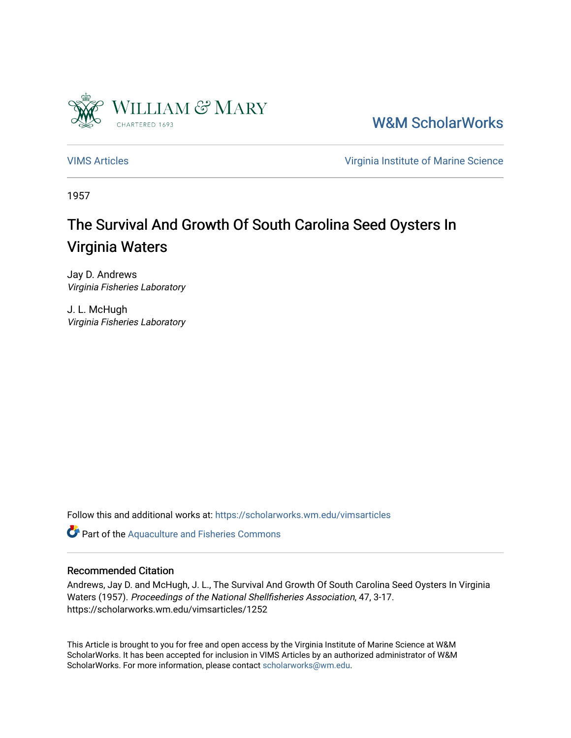William & Mary
CHARTERED 1693

W&M ScholarWorks

VIMS Articles

Virginia Institute of Marine Science

1957

# The Survival And Growth Of South Carolina Seed Oysters In Virginia Waters

Jay D. Andrews
*Virginia Fisheries Laboratory*

J. L. McHugh
*Virginia Fisheries Laboratory*

Follow this and additional works at: https://scholarworks.wm.edu/vimsarticles

Part of the Aquaculture and Fisheries Commons

## Recommended Citation

Andrews, Jay D. and McHugh, J. L., The Survival And Growth Of South Carolina Seed Oysters In Virginia Waters (1957). *Proceedings of the National Shellfisheries Association*, 47, 3-17.
https://scholarworks.wm.edu/vimsarticles/1252

This Article is brought to you for free and open access by the Virginia Institute of Marine Science at W&M ScholarWorks. It has been accepted for inclusion in VIMS Articles by an authorized administrator of W&M ScholarWorks. For more information, please contact scholarworks@wm.edu.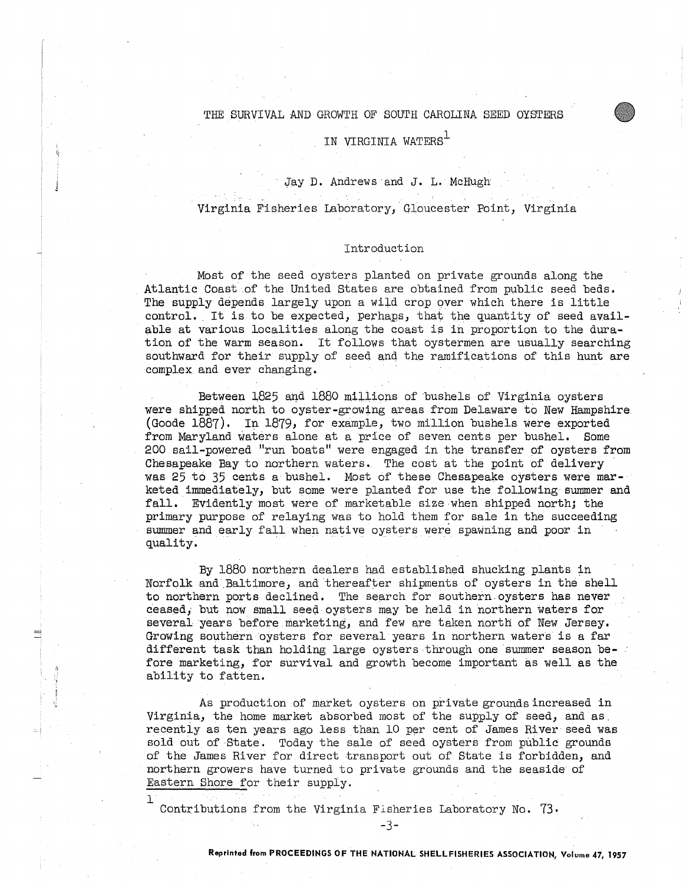# THE SURVIVAL AND GROWTH OF SOUTH CAROLINA SEED OYSTERS IN VIRGINIA WATERS[1]

Jay D. Andrews and J. L. McHugh

Virginia Fisheries Laboratory, Gloucester Point, Virginia

## Introduction

Most of the seed oysters planted on private grounds along the Atlantic Coast of the United States are obtained from public seed beds. The supply depends largely upon a wild crop over which there is little control. It is to be expected, perhaps, that the quantity of seed available at various localities along the coast is in proportion to the duration of the warm season. It follows that oystermen are usually searching southward for their supply of seed and the ramifications of this hunt are complex and ever changing.

Between 1825 and 1880 millions of bushels of Virginia oysters were shipped north to oyster-growing areas from Delaware to New Hampshire (Goode 1887). In 1879, for example, two million bushels were exported from Maryland waters alone at a price of seven cents per bushel. Some 200 sail-powered "run boats" were engaged in the transfer of oysters from Chesapeake Bay to northern waters. The cost at the point of delivery was 25 to 35 cents a bushel. Most of these Chesapeake oysters were marketed immediately, but some were planted for use the following summer and fall. Evidently most were of marketable size when shipped north; the primary purpose of relaying was to hold them for sale in the succeeding summer and early fall when native oysters were spawning and poor in quality.

By 1880 northern dealers had established shucking plants in Norfolk and Baltimore, and thereafter shipments of oysters in the shell to northern ports declined. The search for southern oysters has never ceased, but now small seed oysters may be held in northern waters for several years before marketing, and few are taken north of New Jersey. Growing southern oysters for several years in northern waters is a far different task than holding large oysters through one summer season before marketing, for survival and growth become important as well as the ability to fatten.

As production of market oysters on private grounds increased in Virginia, the home market absorbed most of the supply of seed, and as recently as ten years ago less than 10 per cent of James River seed was sold out of State. Today the sale of seed oysters from public grounds of the James River for direct transport out of State is forbidden, and northern growers have turned to private grounds and the seaside of Eastern Shore for their supply.

[1] Contributions from the Virginia Fisheries Laboratory No. 73.

Reprinted from PROCEEDINGS OF THE NATIONAL SHELLFISHERIES ASSOCIATION, Volume 47, 1957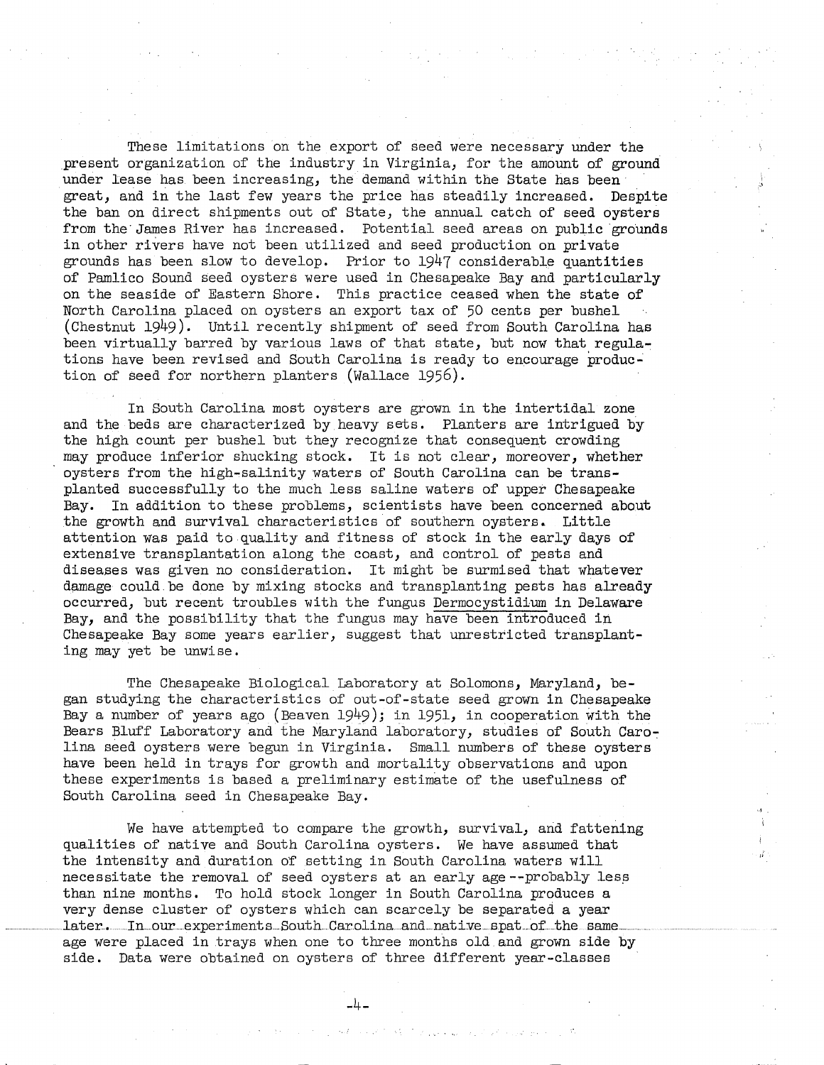These limitations on the export of seed were necessary under the present organization of the industry in Virginia, for the amount of ground under lease has been increasing, the demand within the State has been great, and in the last few years the price has steadily increased. Despite the ban on direct shipments out of State, the annual catch of seed oysters from the James River has increased. Potential seed areas on public grounds in other rivers have not been utilized and seed production on private grounds has been slow to develop. Prior to 1947 considerable quantities of Pamlico Sound seed oysters were used in Chesapeake Bay and particularly on the seaside of Eastern Shore. This practice ceased when the state of North Carolina placed on oysters an export tax of 50 cents per bushel (Chestnut 1949). Until recently shipment of seed from South Carolina has been virtually barred by various laws of that state, but now that regulations have been revised and South Carolina is ready to encourage production of seed for northern planters (Wallace 1956).

In South Carolina most oysters are grown in the intertidal zone and the beds are characterized by heavy sets. Planters are intrigued by the high count per bushel but they recognize that consequent crowding may produce inferior shucking stock. It is not clear, moreover, whether oysters from the high-salinity waters of South Carolina can be transplanted successfully to the much less saline waters of upper Chesapeake Bay. In addition to these problems, scientists have been concerned about the growth and survival characteristics of southern oysters. Little attention was paid to quality and fitness of stock in the early days of extensive transplantation along the coast, and control of pests and diseases was given no consideration. It might be surmised that whatever damage could be done by mixing stocks and transplanting pests has already occurred, but recent troubles with the fungus Dermocystidium in Delaware Bay, and the possibility that the fungus may have been introduced in Chesapeake Bay some years earlier, suggest that unrestricted transplanting may yet be unwise.

The Chesapeake Biological Laboratory at Solomons, Maryland, began studying the characteristics of out-of-state seed grown in Chesapeake Bay a number of years ago (Beaven 1949); in 1951, in cooperation with the Bears Bluff Laboratory and the Maryland laboratory, studies of South Carolina seed oysters were begun in Virginia. Small numbers of these oysters have been held in trays for growth and mortality observations and upon these experiments is based a preliminary estimate of the usefulness of South Carolina seed in Chesapeake Bay.

We have attempted to compare the growth, survival, and fattening qualities of native and South Carolina oysters. We have assumed that the intensity and duration of setting in South Carolina waters will necessitate the removal of seed oysters at an early age--probably less than nine months. To hold stock longer in South Carolina produces a very dense cluster of oysters which can scarcely be separated a year later. In our experiments South Carolina and native spat of the same age were placed in trays when one to three months old and grown side by side. Data were obtained on oysters of three different year-classes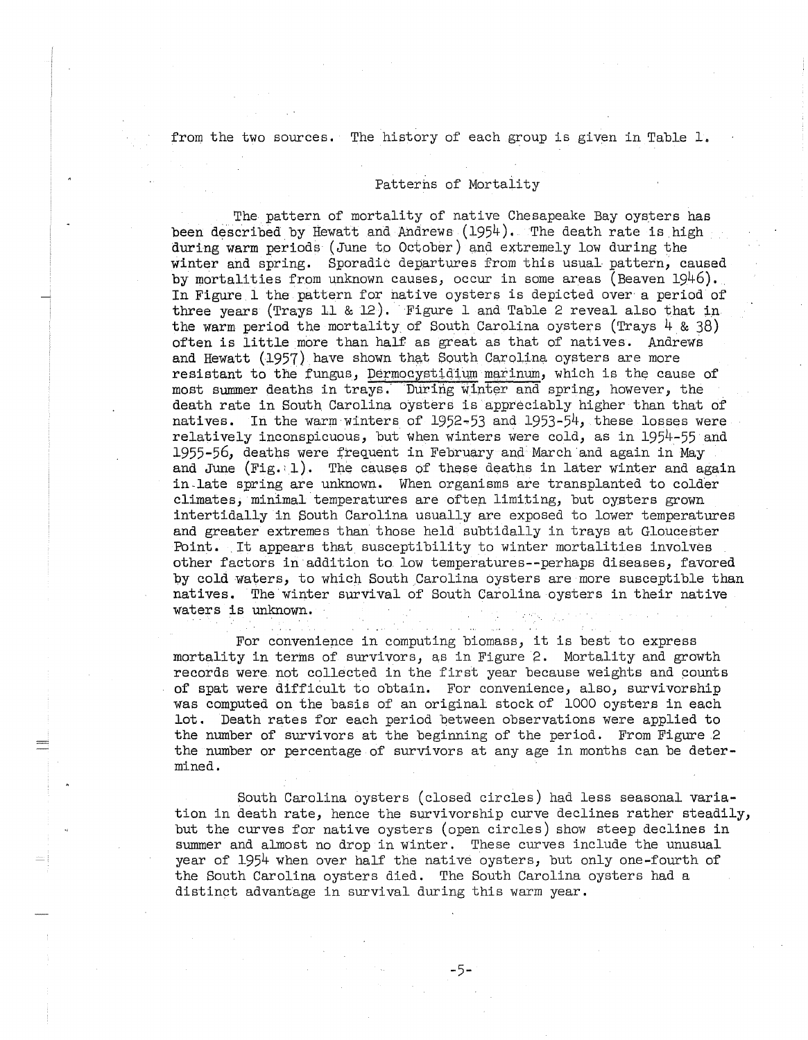from the two sources. The history of each group is given in Table 1.

## Patterns of Mortality

The pattern of mortality of native Chesapeake Bay oysters has been described by Hewatt and Andrews (1954). The death rate is high during warm periods (June to October) and extremely low during the winter and spring. Sporadic departures from this usual pattern, caused by mortalities from unknown causes, occur in some areas (Beaven 1946). In Figure 1 the pattern for native oysters is depicted over a period of three years (Trays 11 & 12). Figure 1 and Table 2 reveal also that in the warm period the mortality of South Carolina oysters (Trays 4 & 38) often is little more than half as great as that of natives. Andrews and Hewatt (1957) have shown that South Carolina oysters are more resistant to the fungus, *Dermocystidium marinum*, which is the cause of most summer deaths in trays. During winter and spring, however, the death rate in South Carolina oysters is appreciably higher than that of natives. In the warm winters of 1952-53 and 1953-54, these losses were relatively inconspicuous, but when winters were cold, as in 1954-55 and 1955-56, deaths were frequent in February and March and again in May and June (Fig. 1). The causes of these deaths in later winter and again in late spring are unknown. When organisms are transplanted to colder climates, minimal temperatures are often limiting, but oysters grown intertidally in South Carolina usually are exposed to lower temperatures and greater extremes than those held subtidally in trays at Gloucester Point. It appears that susceptibility to winter mortalities involves other factors in addition to low temperatures--perhaps diseases, favored by cold waters, to which South Carolina oysters are more susceptible than natives. The winter survival of South Carolina oysters in their native waters is unknown.

For convenience in computing biomass, it is best to express mortality in terms of survivors, as in Figure 2. Mortality and growth records were not collected in the first year because weights and counts of spat were difficult to obtain. For convenience, also, survivorship was computed on the basis of an original stock of 1000 oysters in each lot. Death rates for each period between observations were applied to the number of survivors at the beginning of the period. From Figure 2 the number or percentage of survivors at any age in months can be determined.

South Carolina oysters (closed circles) had less seasonal variation in death rate, hence the survivorship curve declines rather steadily, but the curves for native oysters (open circles) show steep declines in summer and almost no drop in winter. These curves include the unusual year of 1954 when over half the native oysters, but only one-fourth of the South Carolina oysters died. The South Carolina oysters had a distinct advantage in survival during this warm year.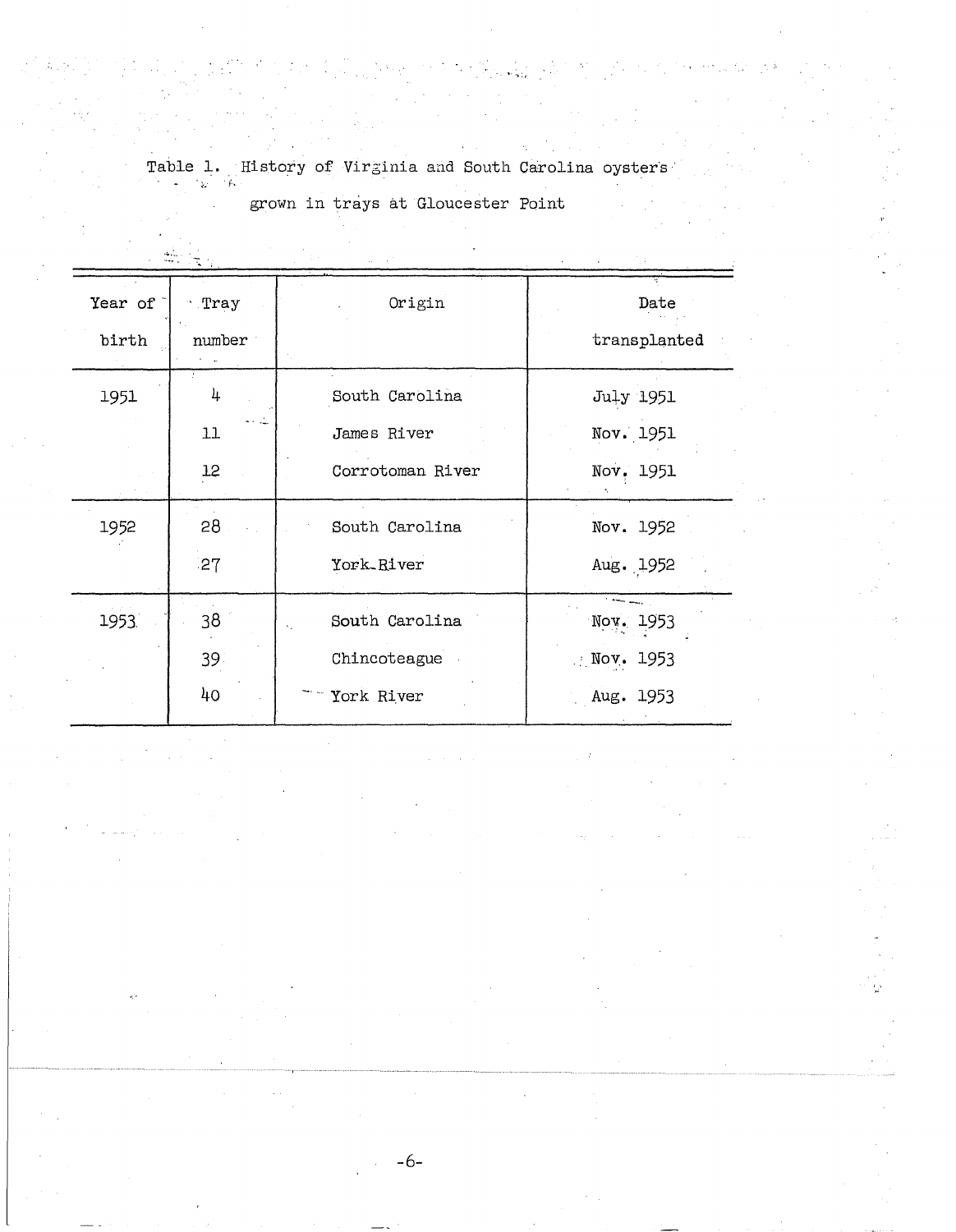Table 1. History of Virginia and South Carolina oysters grown in trays at Gloucester Point

| Year of birth | Tray number | Origin | Date transplanted |
|---|---|---|---|
| 1951 | 4 | South Carolina | July 1951 |
| | 11 | James River | Nov. 1951 |
| | 12 | Corrotoman River | Nov. 1951 |
| 1952 | 28 | South Carolina | Nov. 1952 |
| | 27 | York River | Aug. 1952 |
| 1953 | 38 | South Carolina | Nov. 1953 |
| | 39 | Chincoteague | Nov. 1953 |
| | 40 | York River | Aug. 1953 |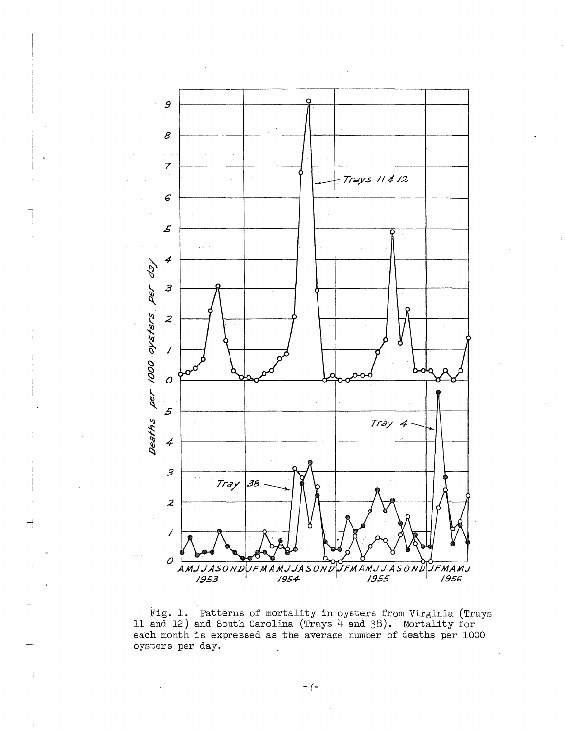Fig. 1. Patterns of mortality in oysters from Virginia (Trays 11 and 12) and South Carolina (Trays 4 and 38). Mortality for each month is expressed as the average number of deaths per 1000 oysters per day.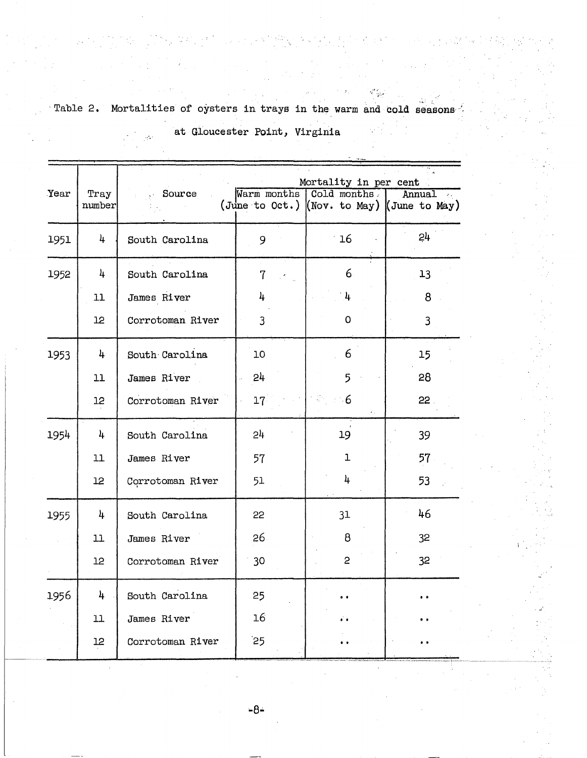Table 2. Mortalities of oysters in trays in the warm and cold seasons at Gloucester Point, Virginia

| Year | Tray number | Source | Mortality in per cent | | |
|---|---|---|---|---|---|
| | | | Warm months (June to Oct.) | Cold months (Nov. to May) | Annual (June to May) |
| 1951 | 4 | South Carolina | 9 | 16 | 24 |
| 1952 | 4 | South Carolina | 7 | 6 | 13 |
| | 11 | James River | 4 | 4 | 8 |
| | 12 | Corrotoman River | 3 | 0 | 3 |
| 1953 | 4 | South Carolina | 10 | 6 | 15 |
| | 11 | James River | 24 | 5 | 28 |
| | 12 | Corrotoman River | 17 | 6 | 22 |
| 1954 | 4 | South Carolina | 24 | 19 | 39 |
| | 11 | James River | 57 | 1 | 57 |
| | 12 | Corrotoman River | 51 | 4 | 53 |
| 1955 | 4 | South Carolina | 22 | 31 | 46 |
| | 11 | James River | 26 | 8 | 32 |
| | 12 | Corrotoman River | 30 | 2 | 32 |
| 1956 | 4 | South Carolina | 25 | .. | .. |
| | 11 | James River | 16 | .. | .. |
| | 12 | Corrotoman River | 25 | .. | .. |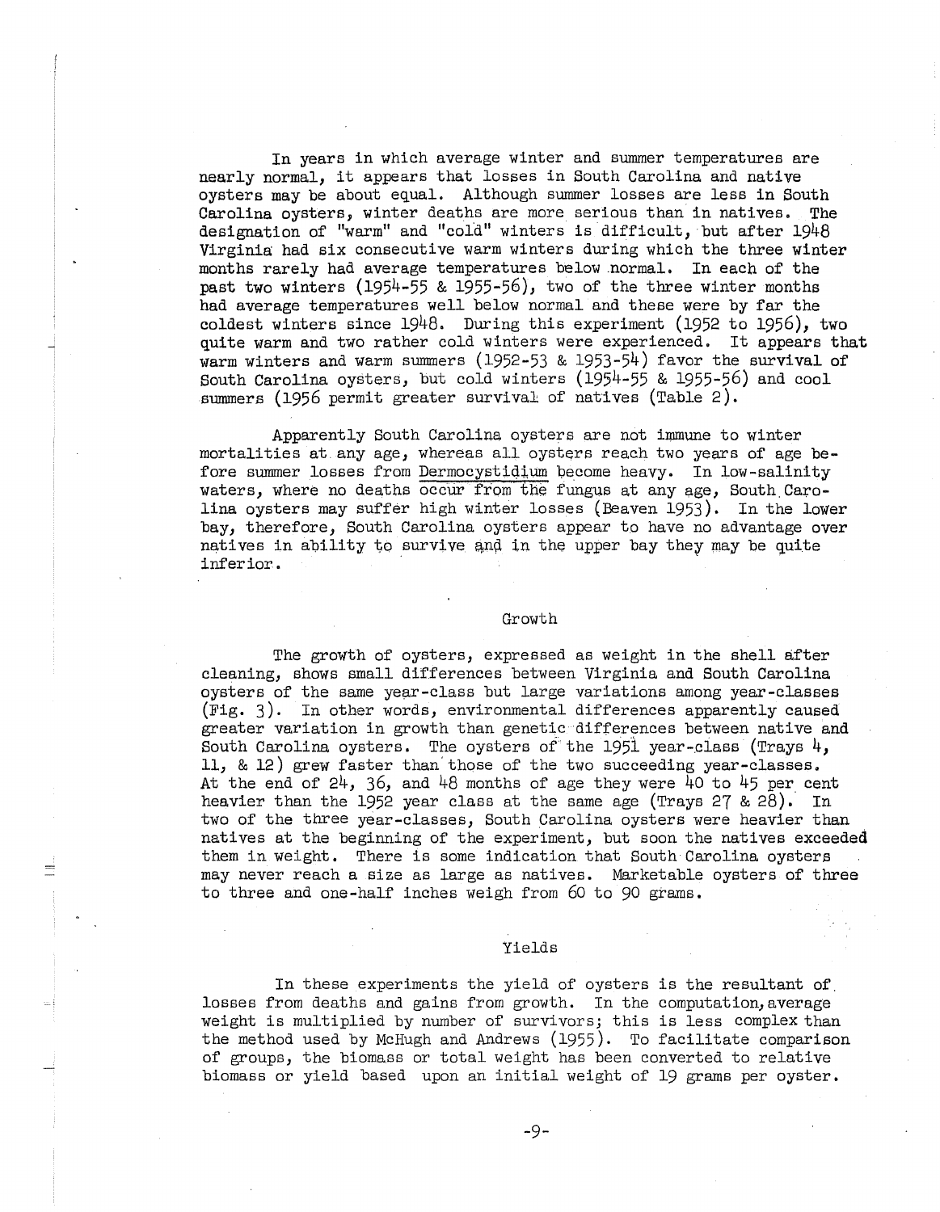In years in which average winter and summer temperatures are nearly normal, it appears that losses in South Carolina and native oysters may be about equal. Although summer losses are less in South Carolina oysters, winter deaths are more serious than in natives. The designation of "warm" and "cold" winters is difficult, but after 1948 Virginia had six consecutive warm winters during which the three winter months rarely had average temperatures below normal. In each of the past two winters (1954-55 & 1955-56), two of the three winter months had average temperatures well below normal and these were by far the coldest winters since 1948. During this experiment (1952 to 1956), two quite warm and two rather cold winters were experienced. It appears that warm winters and warm summers (1952-53 & 1953-54) favor the survival of South Carolina oysters, but cold winters (1954-55 & 1955-56) and cool summers (1956 permit greater survival of natives (Table 2).

Apparently South Carolina oysters are not immune to winter mortalities at any age, whereas all oysters reach two years of age before summer losses from Dermocystidium become heavy. In low-salinity waters, where no deaths occur from the fungus at any age, South Carolina oysters may suffer high winter losses (Beaven 1953). In the lower bay, therefore, South Carolina oysters appear to have no advantage over natives in ability to survive and in the upper bay they may be quite inferior.

## Growth

The growth of oysters, expressed as weight in the shell after cleaning, shows small differences between Virginia and South Carolina oysters of the same year-class but large variations among year-classes (Fig. 3). In other words, environmental differences apparently caused greater variation in growth than genetic differences between native and South Carolina oysters. The oysters of the 1951 year-class (Trays 4, 11, & 12) grew faster than those of the two succeeding year-classes. At the end of 24, 36, and 48 months of age they were 40 to 45 per cent heavier than the 1952 year class at the same age (Trays 27 & 28). In two of the three year-classes, South Carolina oysters were heavier than natives at the beginning of the experiment, but soon the natives exceeded them in weight. There is some indication that South Carolina oysters may never reach a size as large as natives. Marketable oysters of three to three and one-half inches weigh from 60 to 90 grams.

## Yields

In these experiments the yield of oysters is the resultant of losses from deaths and gains from growth. In the computation, average weight is multiplied by number of survivors; this is less complex than the method used by McHugh and Andrews (1955). To facilitate comparison of groups, the biomass or total weight has been converted to relative biomass or yield based upon an initial weight of 19 grams per oyster.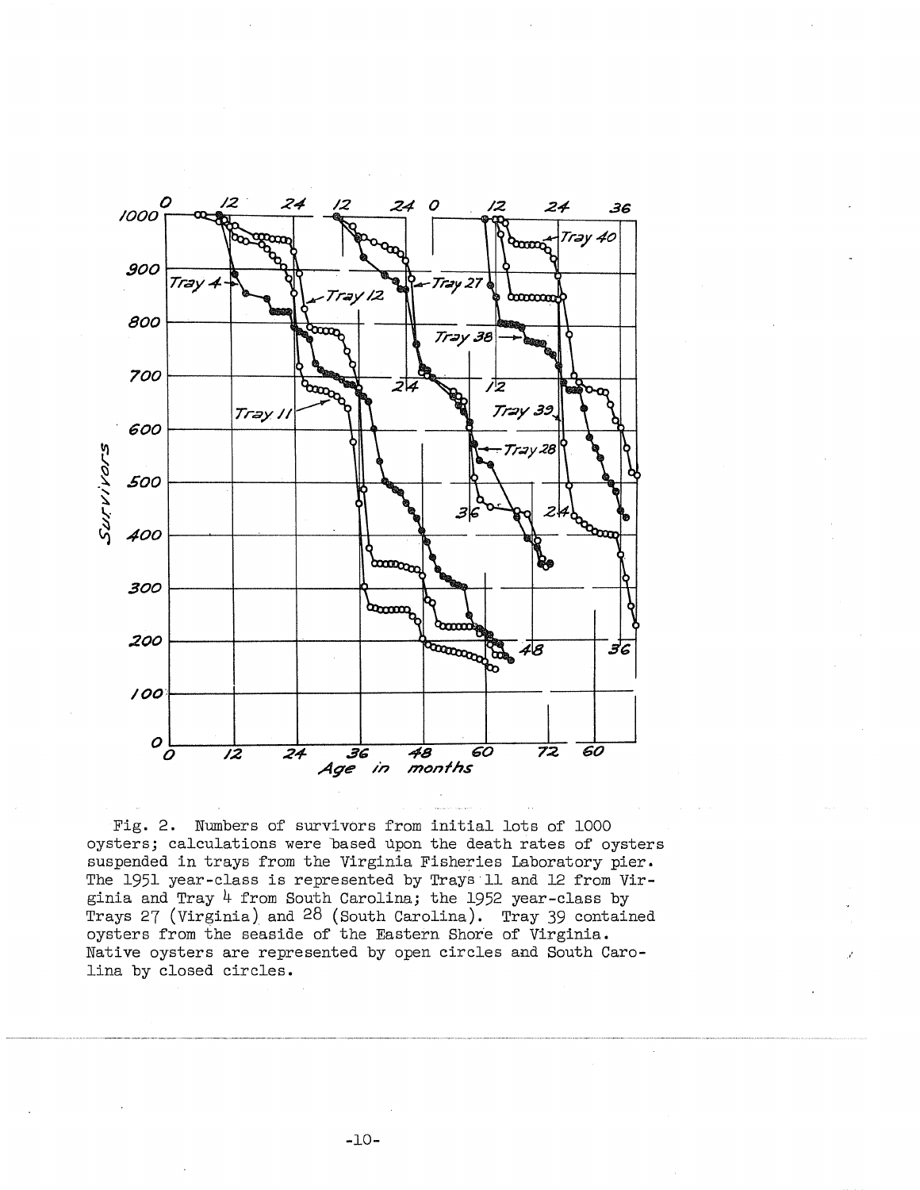Fig. 2. Numbers of survivors from initial lots of 1000 oysters; calculations were based upon the death rates of oysters suspended in trays from the Virginia Fisheries Laboratory pier. The 1951 year-class is represented by Trays 11 and 12 from Virginia and Tray 4 from South Carolina; the 1952 year-class by Trays 27 (Virginia) and 28 (South Carolina). Tray 39 contained oysters from the seaside of the Eastern Shore of Virginia. Native oysters are represented by open circles and South Carolina by closed circles.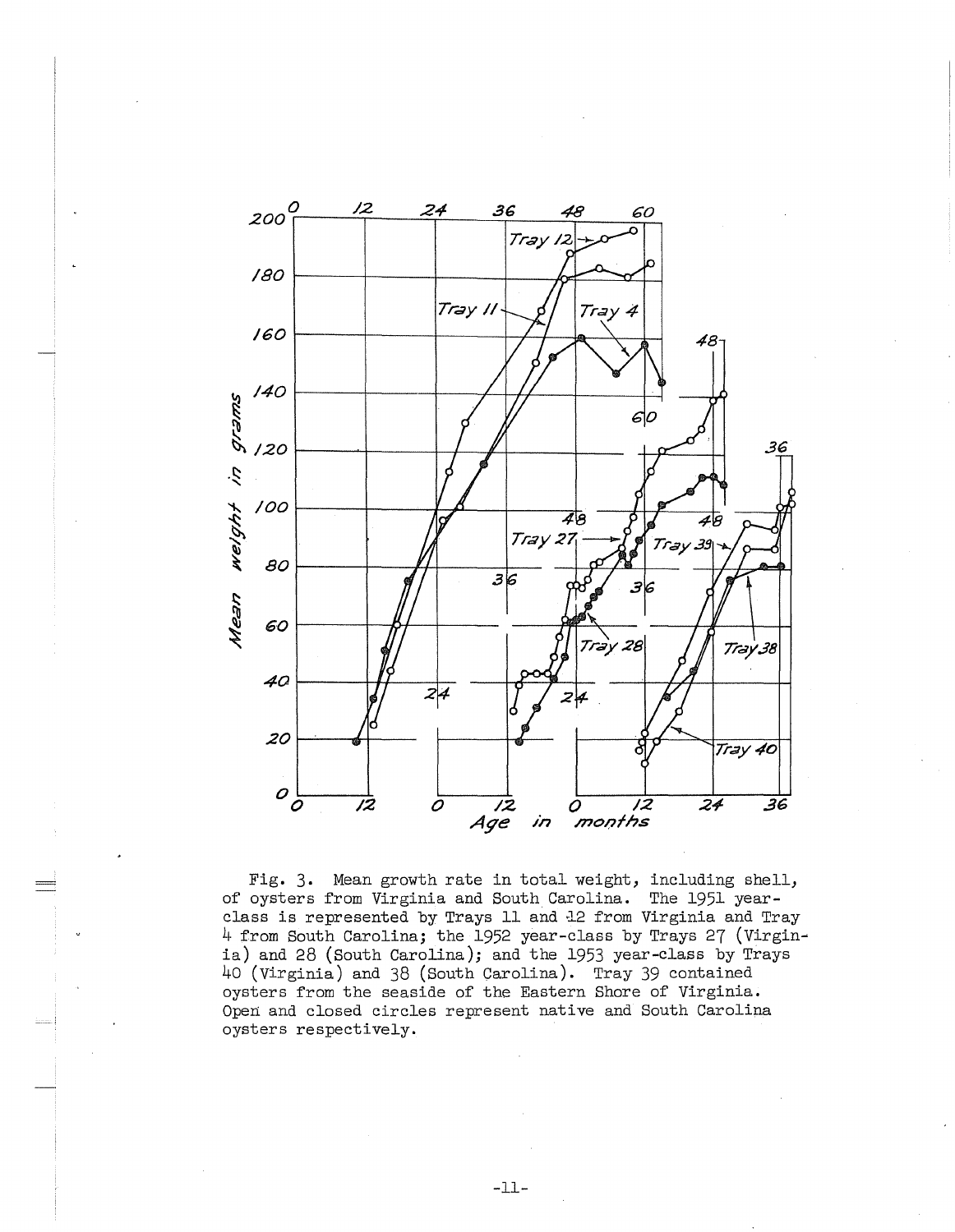Fig. 3. Mean growth rate in total weight, including shell, of oysters from Virginia and South Carolina. The 1951 year-class is represented by Trays 11 and 12 from Virginia and Tray 4 from South Carolina; the 1952 year-class by Trays 27 (Virginia) and 28 (South Carolina); and the 1953 year-class by Trays 40 (Virginia) and 38 (South Carolina). Tray 39 contained oysters from the seaside of the Eastern Shore of Virginia. Open and closed circles represent native and South Carolina oysters respectively.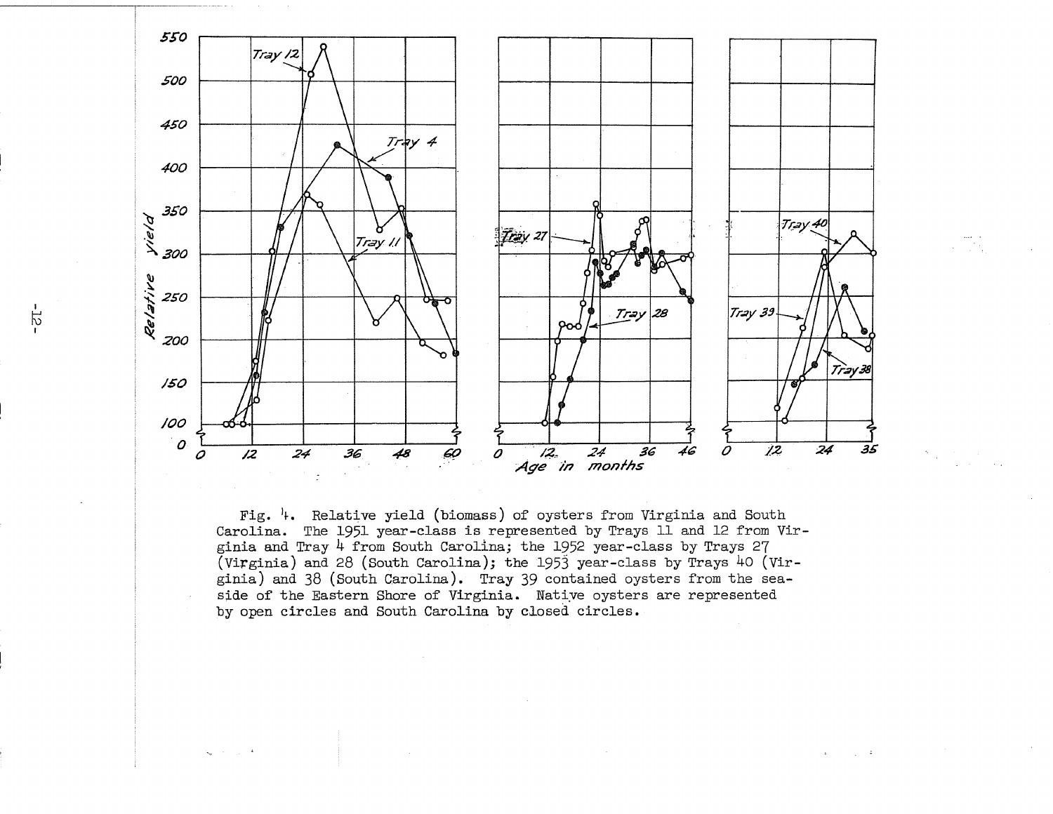Fig. 4. Relative yield (biomass) of oysters from Virginia and South Carolina. The 1951 year-class is represented by Trays 11 and 12 from Virginia and Tray 4 from South Carolina; the 1952 year-class by Trays 27 (Virginia) and 28 (South Carolina); the 1953 year-class by Trays 40 (Virginia) and 38 (South Carolina). Tray 39 contained oysters from the seaside of the Eastern Shore of Virginia. Native oysters are represented by open circles and South Carolina by closed circles.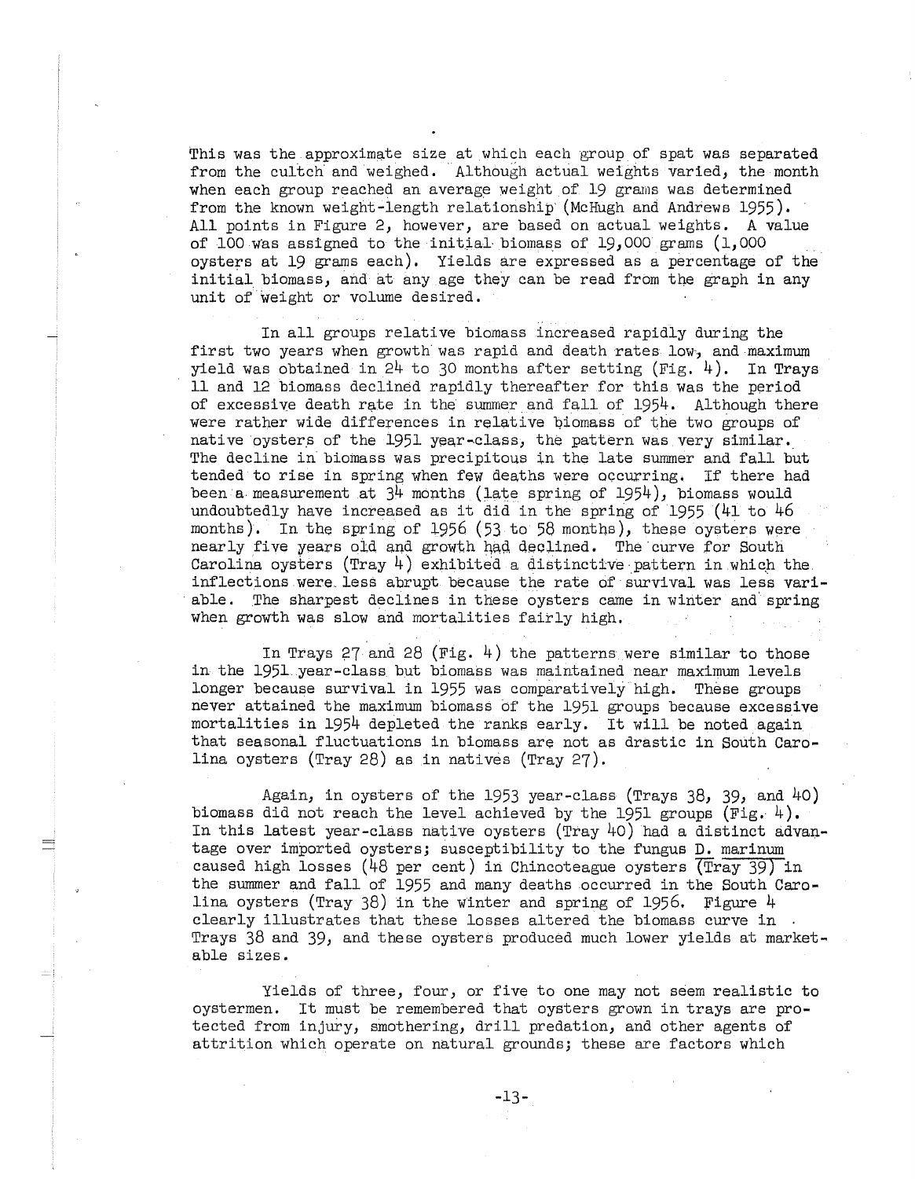This was the approximate size at which each group of spat was separated from the cultch and weighed. Although actual weights varied, the month when each group reached an average weight of 19 grams was determined from the known weight-length relationship (McHugh and Andrews 1955). All points in Figure 2, however, are based on actual weights. A value of 100 was assigned to the initial biomass of 19,000 grams (1,000 oysters at 19 grams each). Yields are expressed as a percentage of the initial biomass, and at any age they can be read from the graph in any unit of weight or volume desired.

In all groups relative biomass increased rapidly during the first two years when growth was rapid and death rates low, and maximum yield was obtained in 24 to 30 months after setting (Fig. 4). In Trays 11 and 12 biomass declined rapidly thereafter for this was the period of excessive death rate in the summer and fall of 1954. Although there were rather wide differences in relative biomass of the two groups of native oysters of the 1951 year-class, the pattern was very similar. The decline in biomass was precipitous in the late summer and fall but tended to rise in spring when few deaths were occurring. If there had been a measurement at 34 months (late spring of 1954), biomass would undoubtedly have increased as it did in the spring of 1955 (41 to 46 months). In the spring of 1956 (53 to 58 months), these oysters were nearly five years old and growth had declined. The curve for South Carolina oysters (Tray 4) exhibited a distinctive pattern in which the inflections were less abrupt because the rate of survival was less variable. The sharpest declines in these oysters came in winter and spring when growth was slow and mortalities fairly high.

In Trays 27 and 28 (Fig. 4) the patterns were similar to those in the 1951 year-class but biomass was maintained near maximum levels longer because survival in 1955 was comparatively high. These groups never attained the maximum biomass of the 1951 groups because excessive mortalities in 1954 depleted the ranks early. It will be noted again that seasonal fluctuations in biomass are not as drastic in South Carolina oysters (Tray 28) as in natives (Tray 27).

Again, in oysters of the 1953 year-class (Trays 38, 39, and 40) biomass did not reach the level achieved by the 1951 groups (Fig. 4). In this latest year-class native oysters (Tray 40) had a distinct advantage over imported oysters; susceptibility to the fungus D. marinum caused high losses (48 per cent) in Chincoteague oysters (Tray 39) in the summer and fall of 1955 and many deaths occurred in the South Carolina oysters (Tray 38) in the winter and spring of 1956. Figure 4 clearly illustrates that these losses altered the biomass curve in Trays 38 and 39, and these oysters produced much lower yields at marketable sizes.

Yields of three, four, or five to one may not seem realistic to oystermen. It must be remembered that oysters grown in trays are protected from injury, smothering, drill predation, and other agents of attrition which operate on natural grounds; these are factors which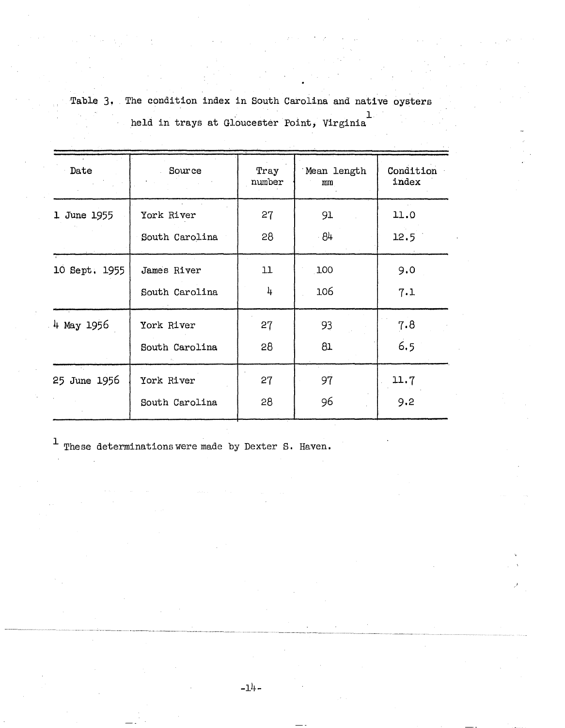Table 3. The condition index in South Carolina and native oysters held in trays at Gloucester Point, Virginia[1]

| Date | Source | Tray number | Mean length mm | Condition index |
|---|---|---|---|---|
| 1 June 1955 | York River | 27 | 91 | 11.0 |
| | South Carolina | 28 | 84 | 12.5 |
| 10 Sept. 1955 | James River | 11 | 100 | 9.0 |
| | South Carolina | 4 | 106 | 7.1 |
| 4 May 1956 | York River | 27 | 93 | 7.8 |
| | South Carolina | 28 | 81 | 6.5 |
| 25 June 1956 | York River | 27 | 97 | 11.7 |
| | South Carolina | 28 | 96 | 9.2 |

[1] These determinations were made by Dexter S. Haven.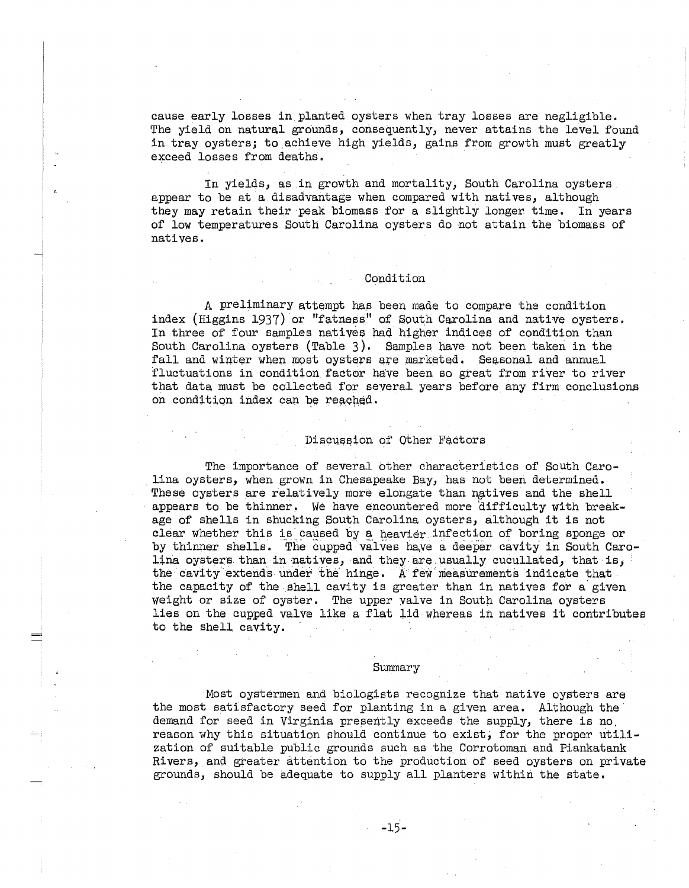cause early losses in planted oysters when tray losses are negligible. The yield on natural grounds, consequently, never attains the level found in tray oysters; to achieve high yields, gains from growth must greatly exceed losses from deaths.

In yields, as in growth and mortality, South Carolina oysters appear to be at a disadvantage when compared with natives, although they may retain their peak biomass for a slightly longer time. In years of low temperatures South Carolina oysters do not attain the biomass of natives.

## Condition

A preliminary attempt has been made to compare the condition index (Higgins 1937) or "fatness" of South Carolina and native oysters. In three of four samples natives had higher indices of condition than South Carolina oysters (Table 3). Samples have not been taken in the fall and winter when most oysters are marketed. Seasonal and annual fluctuations in condition factor have been so great from river to river that data must be collected for several years before any firm conclusions on condition index can be reached.

## Discussion of Other Factors

The importance of several other characteristics of South Carolina oysters, when grown in Chesapeake Bay, has not been determined. These oysters are relatively more elongate than natives and the shell appears to be thinner. We have encountered more difficulty with breakage of shells in shucking South Carolina oysters, although it is not clear whether this is caused by a heavier infection of boring sponge or by thinner shells. The cupped valves have a deeper cavity in South Carolina oysters than in natives, and they are usually cucullated, that is, the cavity extends under the hinge. A few measurements indicate that the capacity of the shell cavity is greater than in natives for a given weight or size of oyster. The upper valve in South Carolina oysters lies on the cupped valve like a flat lid whereas in natives it contributes to the shell cavity.

## Summary

Most oystermen and biologists recognize that native oysters are the most satisfactory seed for planting in a given area. Although the demand for seed in Virginia presently exceeds the supply, there is no reason why this situation should continue to exist, for the proper utilization of suitable public grounds such as the Corrotoman and Piankatank Rivers, and greater attention to the production of seed oysters on private grounds, should be adequate to supply all planters within the state.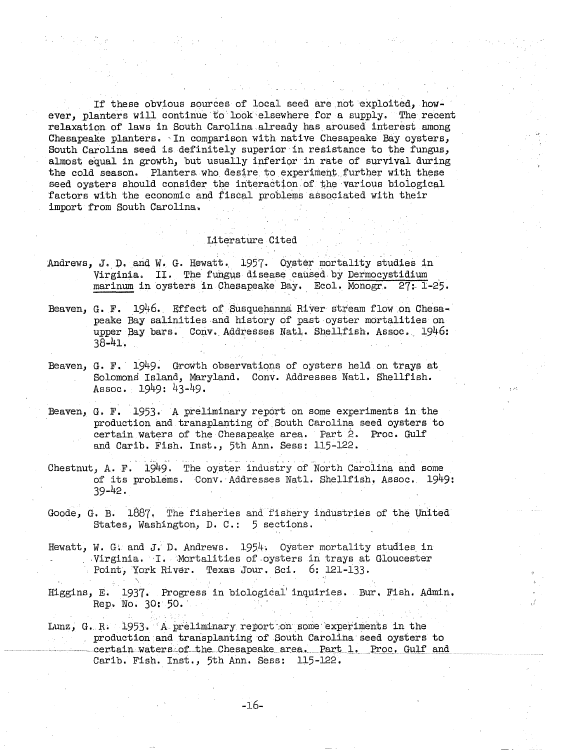If these obvious sources of local seed are not exploited, however, planters will continue to look elsewhere for a supply. The recent relaxation of laws in South Carolina already has aroused interest among Chesapeake planters. In comparison with native Chesapeake Bay oysters, South Carolina seed is definitely superior in resistance to the fungus, almost equal in growth, but usually inferior in rate of survival during the cold season. Planters who desire to experiment further with these seed oysters should consider the interaction of the various biological factors with the economic and fiscal problems associated with their import from South Carolina.

## Literature Cited

Andrews, J. D. and W. G. Hewatt. 1957. Oyster mortality studies in Virginia. II. The fungus disease caused by *Dermocystidium marinum* in oysters in Chesapeake Bay. Ecol. Monogr. 27: 1-25.

Beaven, G. F. 1946. Effect of Susquehanna River stream flow on Chesapeake Bay salinities and history of past oyster mortalities on upper Bay bars. Conv. Addresses Natl. Shellfish. Assoc. 1946: 38-41.

Beaven, G. F. 1949. Growth observations of oysters held on trays at Solomons Island, Maryland. Conv. Addresses Natl. Shellfish. Assoc. 1949: 43-49.

Beaven, G. F. 1953. A preliminary report on some experiments in the production and transplanting of South Carolina seed oysters to certain waters of the Chesapeake area. Part 2. Proc. Gulf and Carib. Fish. Inst., 5th Ann. Sess: 115-122.

Chestnut, A. F. 1949. The oyster industry of North Carolina and some of its problems. Conv. Addresses Natl. Shellfish. Assoc. 1949: 39-42.

Goode, G. B. 1887. The fisheries and fishery industries of the United States, Washington, D. C.: 5 sections.

Hewatt, W. G. and J. D. Andrews. 1954. Oyster mortality studies in Virginia. I. Mortalities of oysters in trays at Gloucester Point, York River. Texas Jour. Sci. 6: 121-133.

Higgins, E. 1937. Progress in biological inquiries. Bur. Fish. Admin. Rep. No. 30: 50.

Lunz, G. R. 1953. A preliminary report on some experiments in the production and transplanting of South Carolina seed oysters to certain waters of the Chesapeake area. Part 1. Proc. Gulf and Carib. Fish. Inst., 5th Ann. Sess: 115-122.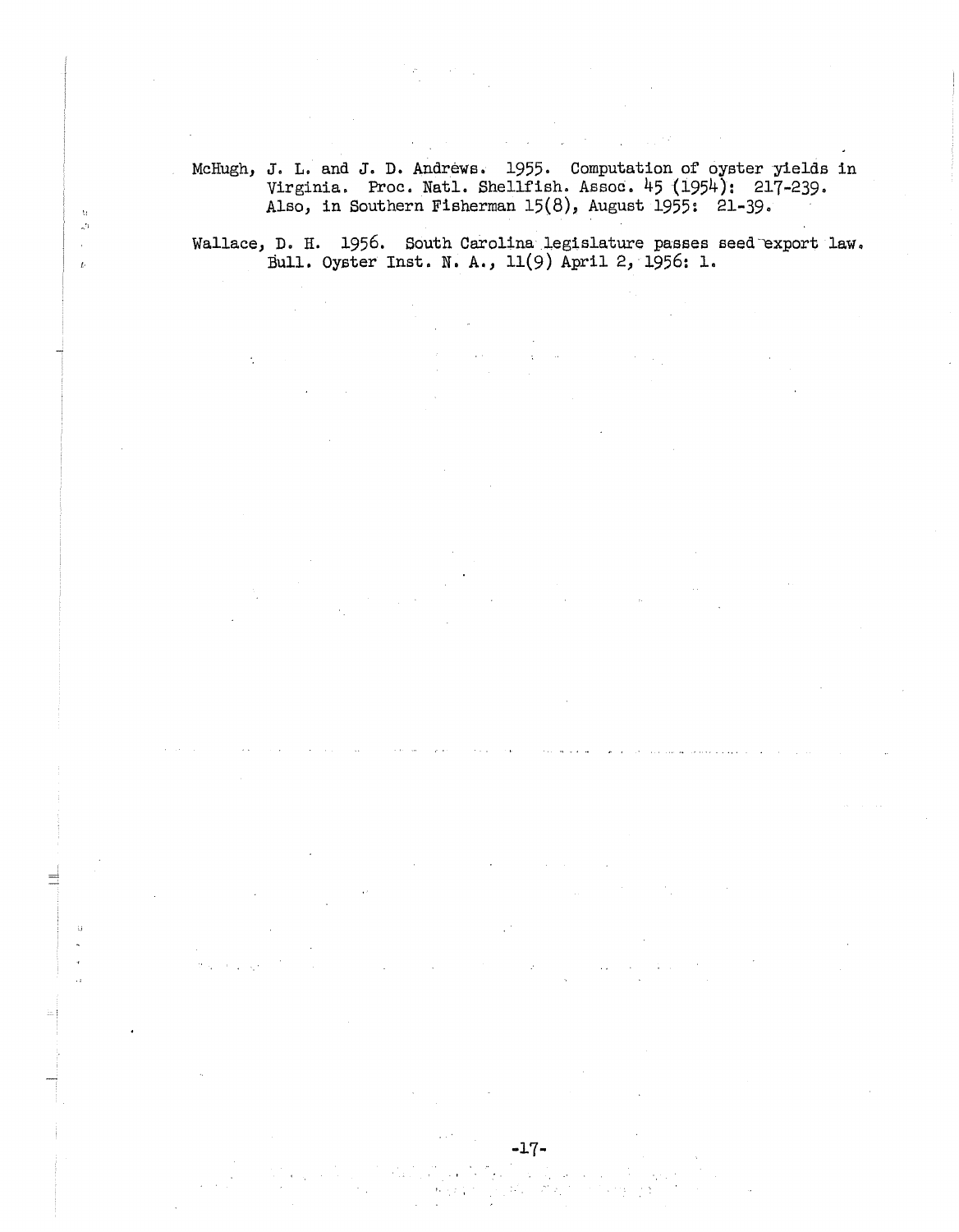McHugh, J. L. and J. D. Andrews. 1955. Computation of oyster yields in Virginia. Proc. Natl. Shellfish. Assoc. 45 (1954): 217-239. Also, in Southern Fisherman 15(8), August 1955: 21-39.

Wallace, D. H. 1956. South Carolina legislature passes seed export law. Bull. Oyster Inst. N. A., 11(9) April 2, 1956: 1.